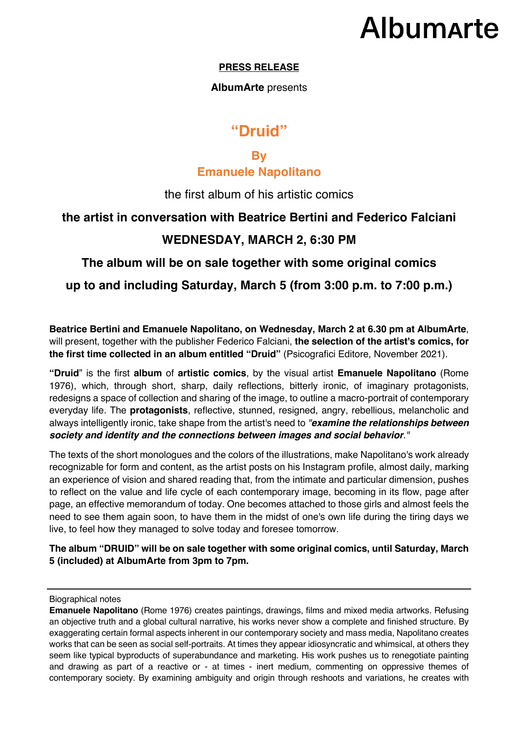# AlbumArte

**PRESS RELEASE**

**AlbumArte** presents

## "Druid"

### By
### Emanuele Napolitano

the first album of his artistic comics

**the artist in conversation with Beatrice Bertini and Federico Falciani**

**WEDNESDAY, MARCH 2, 6:30 PM**

**The album will be on sale together with some original comics**

**up to and including Saturday, March 5 (from 3:00 p.m. to 7:00 p.m.)**

**Beatrice Bertini and Emanuele Napolitano, on Wednesday, March 2 at 6.30 pm at AlbumArte**, will present, together with the publisher Federico Falciani, **the selection of the artist's comics, for the first time collected in an album entitled "Druid"** (Psicografici Editore, November 2021).

**"Druid"** is the first **album** of **artistic comics**, by the visual artist **Emanuele Napolitano** (Rome 1976), which, through short, sharp, daily reflections, bitterly ironic, of imaginary protagonists, redesigns a space of collection and sharing of the image, to outline a macro-portrait of contemporary everyday life. The **protagonists**, reflective, stunned, resigned, angry, rebellious, melancholic and always intelligently ironic, take shape from the artist's need to *"**examine the relationships between society and identity and the connections between images and social behavior**."*

The texts of the short monologues and the colors of the illustrations, make Napolitano's work already recognizable for form and content, as the artist posts on his Instagram profile, almost daily, marking an experience of vision and shared reading that, from the intimate and particular dimension, pushes to reflect on the value and life cycle of each contemporary image, becoming in its flow, page after page, an effective memorandum of today. One becomes attached to those girls and almost feels the need to see them again soon, to have them in the midst of one's own life during the tiring days we live, to feel how they managed to solve today and foresee tomorrow.

**The album "DRUID" will be on sale together with some original comics, until Saturday, March 5 (included) at AlbumArte from 3pm to 7pm.**

---

Biographical notes

**Emanuele Napolitano** (Rome 1976) creates paintings, drawings, films and mixed media artworks. Refusing an objective truth and a global cultural narrative, his works never show a complete and finished structure. By exaggerating certain formal aspects inherent in our contemporary society and mass media, Napolitano creates works that can be seen as social self-portraits. At times they appear idiosyncratic and whimsical, at others they seem like typical byproducts of superabundance and marketing. His work pushes us to renegotiate painting and drawing as part of a reactive or - at times - inert medium, commenting on oppressive themes of contemporary society. By examining ambiguity and origin through reshoots and variations, he creates with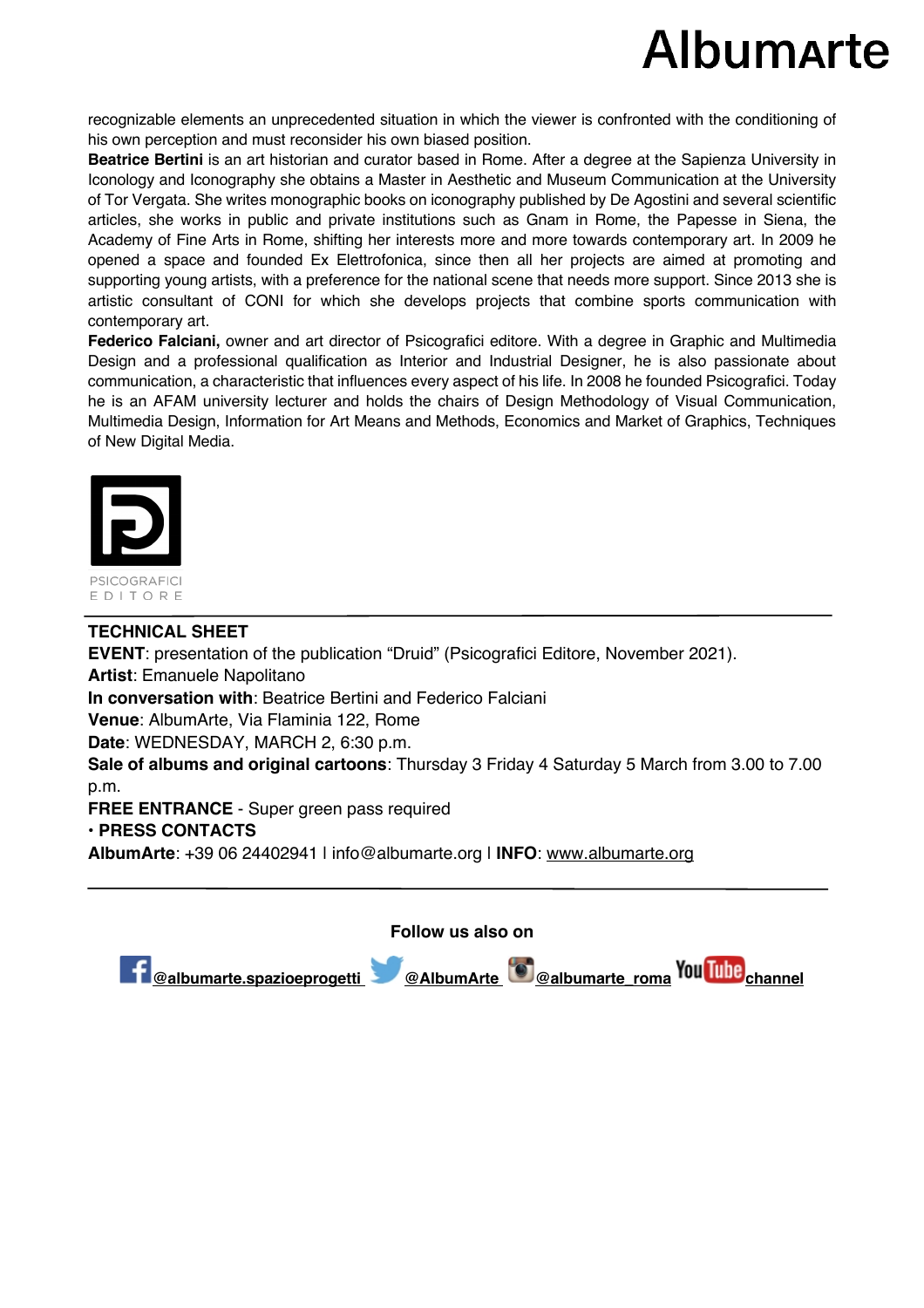recognizable elements an unprecedented situation in which the viewer is confronted with the conditioning of his own perception and must reconsider his own biased position.

**Beatrice Bertini** is an art historian and curator based in Rome. After a degree at the Sapienza University in Iconology and Iconography she obtains a Master in Aesthetic and Museum Communication at the University of Tor Vergata. She writes monographic books on iconography published by De Agostini and several scientific articles, she works in public and private institutions such as Gnam in Rome, the Papesse in Siena, the Academy of Fine Arts in Rome, shifting her interests more and more towards contemporary art. In 2009 he opened a space and founded Ex Elettrofonica, since then all her projects are aimed at promoting and supporting young artists, with a preference for the national scene that needs more support. Since 2013 she is artistic consultant of CONI for which she develops projects that combine sports communication with contemporary art.

**Federico Falciani,** owner and art director of Psicografici editore. With a degree in Graphic and Multimedia Design and a professional qualification as Interior and Industrial Designer, he is also passionate about communication, a characteristic that influences every aspect of his life. In 2008 he founded Psicografici. Today he is an AFAM university lecturer and holds the chairs of Design Methodology of Visual Communication, Multimedia Design, Information for Art Means and Methods, Economics and Market of Graphics, Techniques of New Digital Media.

PSICOGRAFICI
EDITORE

---

**TECHNICAL SHEET**

**EVENT**: presentation of the publication "Druid" (Psicografici Editore, November 2021).

**Artist**: Emanuele Napolitano

**In conversation with**: Beatrice Bertini and Federico Falciani

**Venue**: AlbumArte, Via Flaminia 122, Rome

**Date**: WEDNESDAY, MARCH 2, 6:30 p.m.

**Sale of albums and original cartoons**: Thursday 3 Friday 4 Saturday 5 March from 3.00 to 7.00 p.m.

**FREE ENTRANCE** - Super green pass required

**· PRESS CONTACTS**

**AlbumArte**: +39 06 24402941 l info@albumarte.org l **INFO**: www.albumarte.org

---

**Follow us also on**

**@albumarte.spazioeprogetti** **@AlbumArte** **@albumarte_roma** YouTube **channel**